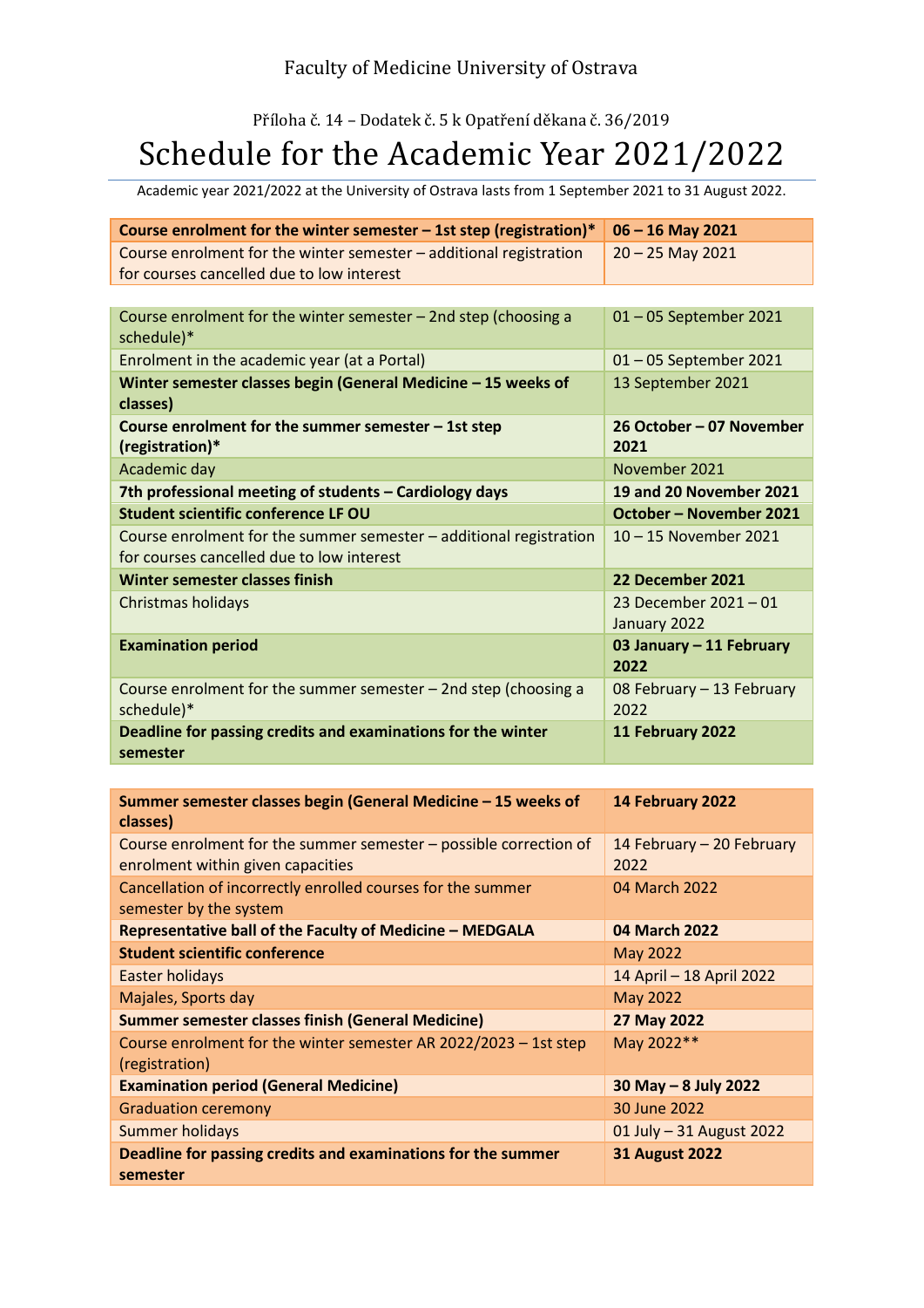Faculty of Medicine University of Ostrava

Příloha č. 14 – Dodatek č. 5 k Opatření děkana č. 36/2019

# Schedule for the Academic Year 2021/2022

Academic year 2021/2022 at the University of Ostrava lasts from 1 September 2021 to 31 August 2022.

| **Course enrolment for the winter semester – 1st step (registration)*** | **06 – 16 May 2021** |
|---|---|
| Course enrolment for the winter semester – additional registration for courses cancelled due to low interest | 20 – 25 May 2021 |

| Course enrolment for the winter semester – 2nd step (choosing a schedule)* | 01 – 05 September 2021 |
|---|---|
| Enrolment in the academic year (at a Portal) | 01 – 05 September 2021 |
| **Winter semester classes begin (General Medicine – 15 weeks of classes)** | 13 September 2021 |
| **Course enrolment for the summer semester – 1st step (registration)*** | **26 October – 07 November 2021** |
| Academic day | November 2021 |
| **7th professional meeting of students – Cardiology days** | **19 and 20 November 2021** |
| **Student scientific conference LF OU** | **October – November 2021** |
| Course enrolment for the summer semester – additional registration for courses cancelled due to low interest | 10 – 15 November 2021 |
| **Winter semester classes finish** | **22 December 2021** |
| Christmas holidays | 23 December 2021 – 01 January 2022 |
| **Examination period** | **03 January – 11 February 2022** |
| Course enrolment for the summer semester – 2nd step (choosing a schedule)* | 08 February – 13 February 2022 |
| **Deadline for passing credits and examinations for the winter semester** | **11 February 2022** |

| **Summer semester classes begin (General Medicine – 15 weeks of classes)** | **14 February 2022** |
|---|---|
| Course enrolment for the summer semester – possible correction of enrolment within given capacities | 14 February – 20 February 2022 |
| Cancellation of incorrectly enrolled courses for the summer semester by the system | 04 March 2022 |
| **Representative ball of the Faculty of Medicine – MEDGALA** | **04 March 2022** |
| **Student scientific conference** | May 2022 |
| Easter holidays | 14 April – 18 April 2022 |
| Majales, Sports day | May 2022 |
| **Summer semester classes finish (General Medicine)** | **27 May 2022** |
| Course enrolment for the winter semester AR 2022/2023 – 1st step (registration) | May 2022** |
| **Examination period (General Medicine)** | **30 May – 8 July 2022** |
| Graduation ceremony | 30 June 2022 |
| Summer holidays | 01 July – 31 August 2022 |
| **Deadline for passing credits and examinations for the summer semester** | **31 August 2022** |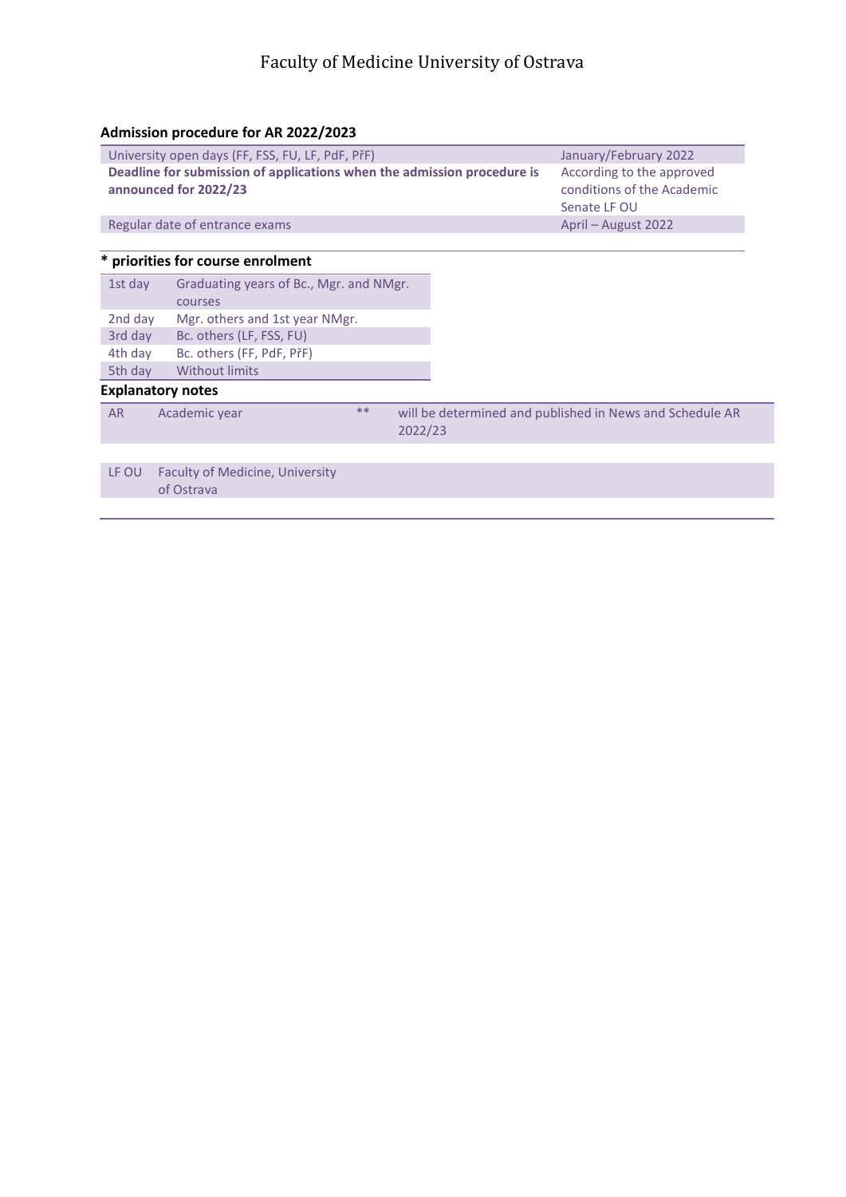Faculty of Medicine University of Ostrava

## Admission procedure for AR 2022/2023

| | |
|---|---|
| University open days (FF, FSS, FU, LF, PdF, PřF) | January/February 2022 |
| **Deadline for submission of applications when the admission procedure is announced for 2022/23** | According to the approved conditions of the Academic Senate LF OU |
| Regular date of entrance exams | April – August 2022 |

## * priorities for course enrolment

| | |
|---|---|
| 1st day | Graduating years of Bc., Mgr. and NMgr. courses |
| 2nd day | Mgr. others and 1st year NMgr. |
| 3rd day | Bc. others (LF, FSS, FU) |
| 4th day | Bc. others (FF, PdF, PřF) |
| 5th day | Without limits |

## Explanatory notes

| | | | |
|---|---|---|---|
| AR | Academic year | ** | will be determined and published in News and Schedule AR 2022/23 |
| LF OU | Faculty of Medicine, University of Ostrava | | |